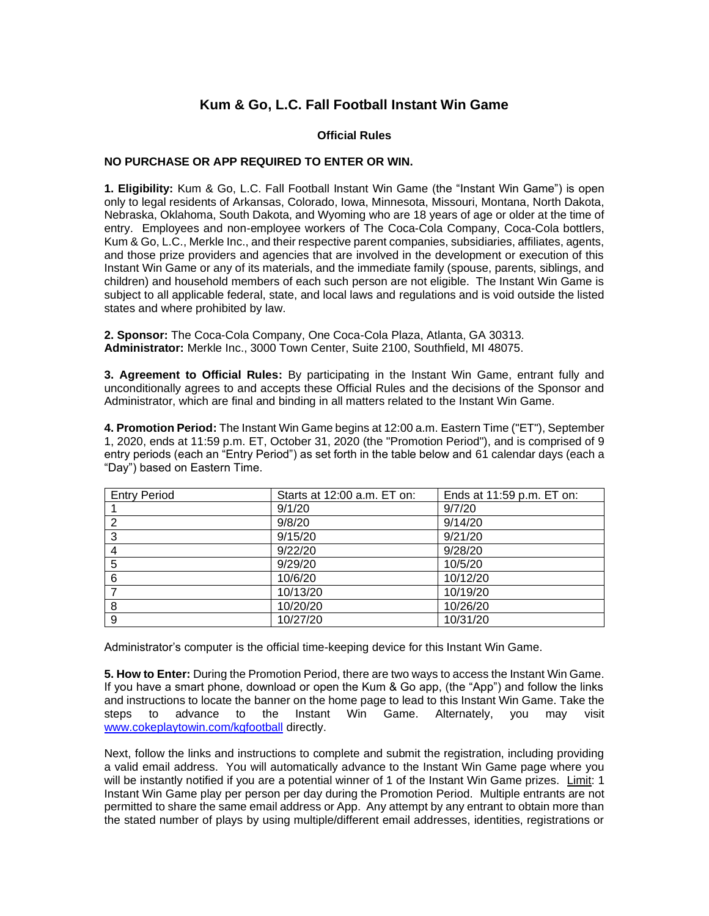# Kum & Go, L.C. Fall Football Instant Win Game

## Official Rules

**NO PURCHASE OR APP REQUIRED TO ENTER OR WIN.**

**1. Eligibility:** Kum & Go, L.C. Fall Football Instant Win Game (the "Instant Win Game") is open only to legal residents of Arkansas, Colorado, Iowa, Minnesota, Missouri, Montana, North Dakota, Nebraska, Oklahoma, South Dakota, and Wyoming who are 18 years of age or older at the time of entry. Employees and non-employee workers of The Coca-Cola Company, Coca-Cola bottlers, Kum & Go, L.C., Merkle Inc., and their respective parent companies, subsidiaries, affiliates, agents, and those prize providers and agencies that are involved in the development or execution of this Instant Win Game or any of its materials, and the immediate family (spouse, parents, siblings, and children) and household members of each such person are not eligible. The Instant Win Game is subject to all applicable federal, state, and local laws and regulations and is void outside the listed states and where prohibited by law.

**2. Sponsor:** The Coca-Cola Company, One Coca-Cola Plaza, Atlanta, GA 30313.
**Administrator:** Merkle Inc., 3000 Town Center, Suite 2100, Southfield, MI 48075.

**3. Agreement to Official Rules:** By participating in the Instant Win Game, entrant fully and unconditionally agrees to and accepts these Official Rules and the decisions of the Sponsor and Administrator, which are final and binding in all matters related to the Instant Win Game.

**4. Promotion Period:** The Instant Win Game begins at 12:00 a.m. Eastern Time ("ET"), September 1, 2020, ends at 11:59 p.m. ET, October 31, 2020 (the "Promotion Period"), and is comprised of 9 entry periods (each an "Entry Period") as set forth in the table below and 61 calendar days (each a "Day") based on Eastern Time.

| Entry Period | Starts at 12:00 a.m. ET on: | Ends at 11:59 p.m. ET on: |
|---|---|---|
| 1 | 9/1/20 | 9/7/20 |
| 2 | 9/8/20 | 9/14/20 |
| 3 | 9/15/20 | 9/21/20 |
| 4 | 9/22/20 | 9/28/20 |
| 5 | 9/29/20 | 10/5/20 |
| 6 | 10/6/20 | 10/12/20 |
| 7 | 10/13/20 | 10/19/20 |
| 8 | 10/20/20 | 10/26/20 |
| 9 | 10/27/20 | 10/31/20 |

Administrator's computer is the official time-keeping device for this Instant Win Game.

**5. How to Enter:** During the Promotion Period, there are two ways to access the Instant Win Game. If you have a smart phone, download or open the Kum & Go app, (the "App") and follow the links and instructions to locate the banner on the home page to lead to this Instant Win Game. Take the steps to advance to the Instant Win Game. Alternately, you may visit www.cokeplaytowin.com/kgfootball directly.

Next, follow the links and instructions to complete and submit the registration, including providing a valid email address. You will automatically advance to the Instant Win Game page where you will be instantly notified if you are a potential winner of 1 of the Instant Win Game prizes. Limit: 1 Instant Win Game play per person per day during the Promotion Period. Multiple entrants are not permitted to share the same email address or App. Any attempt by any entrant to obtain more than the stated number of plays by using multiple/different email addresses, identities, registrations or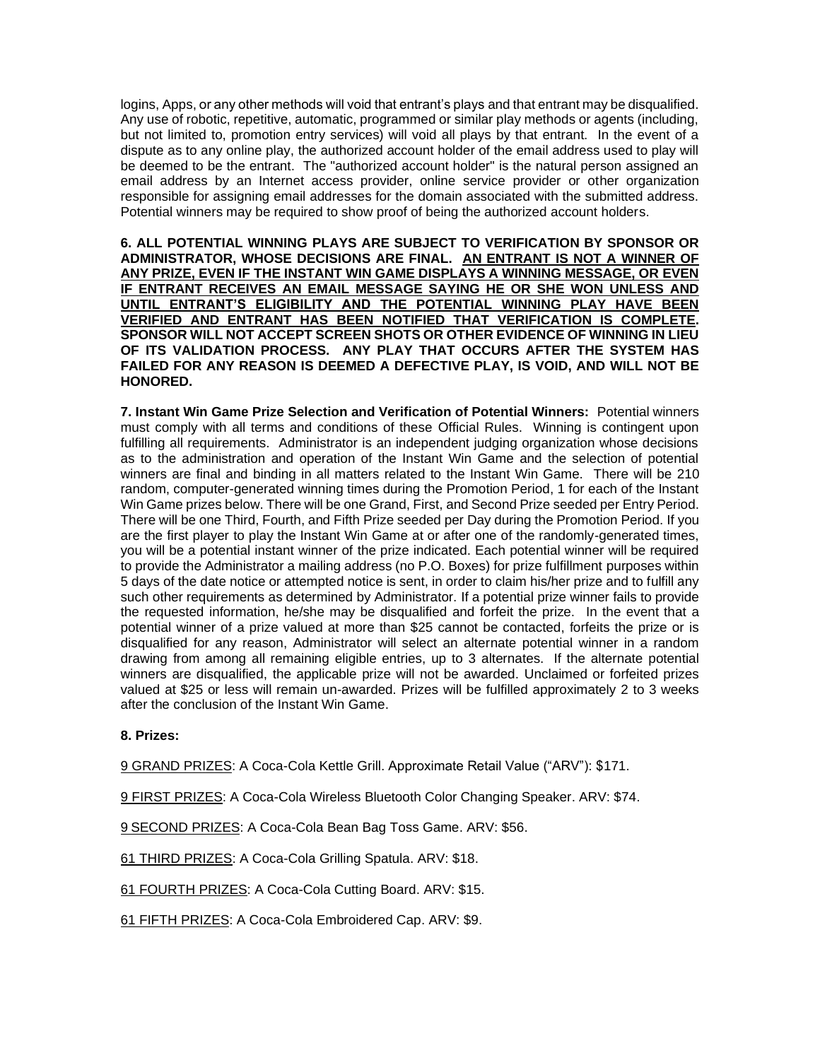logins, Apps, or any other methods will void that entrant's plays and that entrant may be disqualified. Any use of robotic, repetitive, automatic, programmed or similar play methods or agents (including, but not limited to, promotion entry services) will void all plays by that entrant. In the event of a dispute as to any online play, the authorized account holder of the email address used to play will be deemed to be the entrant. The "authorized account holder" is the natural person assigned an email address by an Internet access provider, online service provider or other organization responsible for assigning email addresses for the domain associated with the submitted address. Potential winners may be required to show proof of being the authorized account holders.

**6. ALL POTENTIAL WINNING PLAYS ARE SUBJECT TO VERIFICATION BY SPONSOR OR ADMINISTRATOR, WHOSE DECISIONS ARE FINAL. <u>AN ENTRANT IS NOT A WINNER OF ANY PRIZE, EVEN IF THE INSTANT WIN GAME DISPLAYS A WINNING MESSAGE, OR EVEN IF ENTRANT RECEIVES AN EMAIL MESSAGE SAYING HE OR SHE WON UNLESS AND UNTIL ENTRANT'S ELIGIBILITY AND THE POTENTIAL WINNING PLAY HAVE BEEN VERIFIED AND ENTRANT HAS BEEN NOTIFIED THAT VERIFICATION IS COMPLETE</u>. SPONSOR WILL NOT ACCEPT SCREEN SHOTS OR OTHER EVIDENCE OF WINNING IN LIEU OF ITS VALIDATION PROCESS. ANY PLAY THAT OCCURS AFTER THE SYSTEM HAS FAILED FOR ANY REASON IS DEEMED A DEFECTIVE PLAY, IS VOID, AND WILL NOT BE HONORED.**

**7. Instant Win Game Prize Selection and Verification of Potential Winners:** Potential winners must comply with all terms and conditions of these Official Rules. Winning is contingent upon fulfilling all requirements. Administrator is an independent judging organization whose decisions as to the administration and operation of the Instant Win Game and the selection of potential winners are final and binding in all matters related to the Instant Win Game. There will be 210 random, computer-generated winning times during the Promotion Period, 1 for each of the Instant Win Game prizes below. There will be one Grand, First, and Second Prize seeded per Entry Period. There will be one Third, Fourth, and Fifth Prize seeded per Day during the Promotion Period. If you are the first player to play the Instant Win Game at or after one of the randomly-generated times, you will be a potential instant winner of the prize indicated. Each potential winner will be required to provide the Administrator a mailing address (no P.O. Boxes) for prize fulfillment purposes within 5 days of the date notice or attempted notice is sent, in order to claim his/her prize and to fulfill any such other requirements as determined by Administrator. If a potential prize winner fails to provide the requested information, he/she may be disqualified and forfeit the prize. In the event that a potential winner of a prize valued at more than $25 cannot be contacted, forfeits the prize or is disqualified for any reason, Administrator will select an alternate potential winner in a random drawing from among all remaining eligible entries, up to 3 alternates. If the alternate potential winners are disqualified, the applicable prize will not be awarded. Unclaimed or forfeited prizes valued at $25 or less will remain un-awarded. Prizes will be fulfilled approximately 2 to 3 weeks after the conclusion of the Instant Win Game.

**8. Prizes:**

<u>9 GRAND PRIZES</u>: A Coca-Cola Kettle Grill. Approximate Retail Value ("ARV"): $171.

<u>9 FIRST PRIZES</u>: A Coca-Cola Wireless Bluetooth Color Changing Speaker. ARV: $74.

<u>9 SECOND PRIZES</u>: A Coca-Cola Bean Bag Toss Game. ARV: $56.

<u>61 THIRD PRIZES</u>: A Coca-Cola Grilling Spatula. ARV: $18.

<u>61 FOURTH PRIZES</u>: A Coca-Cola Cutting Board. ARV: $15.

<u>61 FIFTH PRIZES</u>: A Coca-Cola Embroidered Cap. ARV: $9.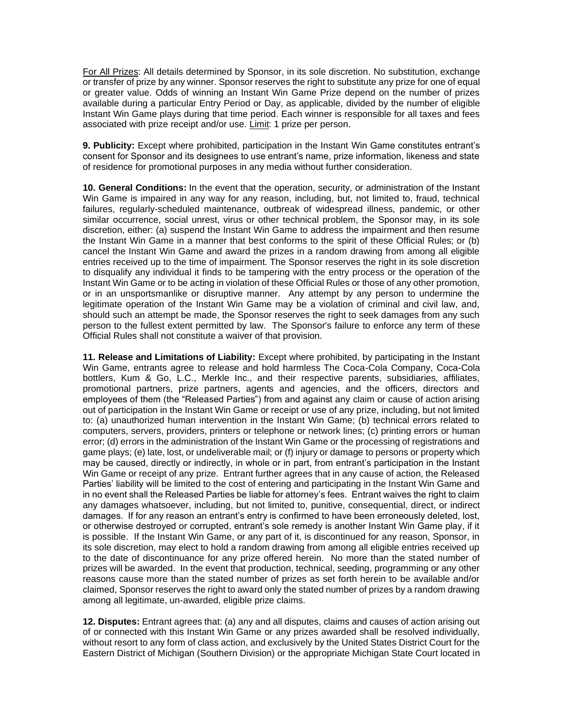For All Prizes: All details determined by Sponsor, in its sole discretion. No substitution, exchange or transfer of prize by any winner. Sponsor reserves the right to substitute any prize for one of equal or greater value. Odds of winning an Instant Win Game Prize depend on the number of prizes available during a particular Entry Period or Day, as applicable, divided by the number of eligible Instant Win Game plays during that time period. Each winner is responsible for all taxes and fees associated with prize receipt and/or use. Limit: 1 prize per person.

**9. Publicity:** Except where prohibited, participation in the Instant Win Game constitutes entrant's consent for Sponsor and its designees to use entrant's name, prize information, likeness and state of residence for promotional purposes in any media without further consideration.

**10. General Conditions:** In the event that the operation, security, or administration of the Instant Win Game is impaired in any way for any reason, including, but, not limited to, fraud, technical failures, regularly-scheduled maintenance, outbreak of widespread illness, pandemic, or other similar occurrence, social unrest, virus or other technical problem, the Sponsor may, in its sole discretion, either: (a) suspend the Instant Win Game to address the impairment and then resume the Instant Win Game in a manner that best conforms to the spirit of these Official Rules; or (b) cancel the Instant Win Game and award the prizes in a random drawing from among all eligible entries received up to the time of impairment. The Sponsor reserves the right in its sole discretion to disqualify any individual it finds to be tampering with the entry process or the operation of the Instant Win Game or to be acting in violation of these Official Rules or those of any other promotion, or in an unsportsmanlike or disruptive manner. Any attempt by any person to undermine the legitimate operation of the Instant Win Game may be a violation of criminal and civil law, and, should such an attempt be made, the Sponsor reserves the right to seek damages from any such person to the fullest extent permitted by law. The Sponsor's failure to enforce any term of these Official Rules shall not constitute a waiver of that provision.

**11. Release and Limitations of Liability:** Except where prohibited, by participating in the Instant Win Game, entrants agree to release and hold harmless The Coca-Cola Company, Coca-Cola bottlers, Kum & Go, L.C., Merkle Inc., and their respective parents, subsidiaries, affiliates, promotional partners, prize partners, agents and agencies, and the officers, directors and employees of them (the "Released Parties") from and against any claim or cause of action arising out of participation in the Instant Win Game or receipt or use of any prize, including, but not limited to: (a) unauthorized human intervention in the Instant Win Game; (b) technical errors related to computers, servers, providers, printers or telephone or network lines; (c) printing errors or human error; (d) errors in the administration of the Instant Win Game or the processing of registrations and game plays; (e) late, lost, or undeliverable mail; or (f) injury or damage to persons or property which may be caused, directly or indirectly, in whole or in part, from entrant's participation in the Instant Win Game or receipt of any prize. Entrant further agrees that in any cause of action, the Released Parties' liability will be limited to the cost of entering and participating in the Instant Win Game and in no event shall the Released Parties be liable for attorney's fees. Entrant waives the right to claim any damages whatsoever, including, but not limited to, punitive, consequential, direct, or indirect damages. If for any reason an entrant's entry is confirmed to have been erroneously deleted, lost, or otherwise destroyed or corrupted, entrant's sole remedy is another Instant Win Game play, if it is possible. If the Instant Win Game, or any part of it, is discontinued for any reason, Sponsor, in its sole discretion, may elect to hold a random drawing from among all eligible entries received up to the date of discontinuance for any prize offered herein. No more than the stated number of prizes will be awarded. In the event that production, technical, seeding, programming or any other reasons cause more than the stated number of prizes as set forth herein to be available and/or claimed, Sponsor reserves the right to award only the stated number of prizes by a random drawing among all legitimate, un-awarded, eligible prize claims.

**12. Disputes:** Entrant agrees that: (a) any and all disputes, claims and causes of action arising out of or connected with this Instant Win Game or any prizes awarded shall be resolved individually, without resort to any form of class action, and exclusively by the United States District Court for the Eastern District of Michigan (Southern Division) or the appropriate Michigan State Court located in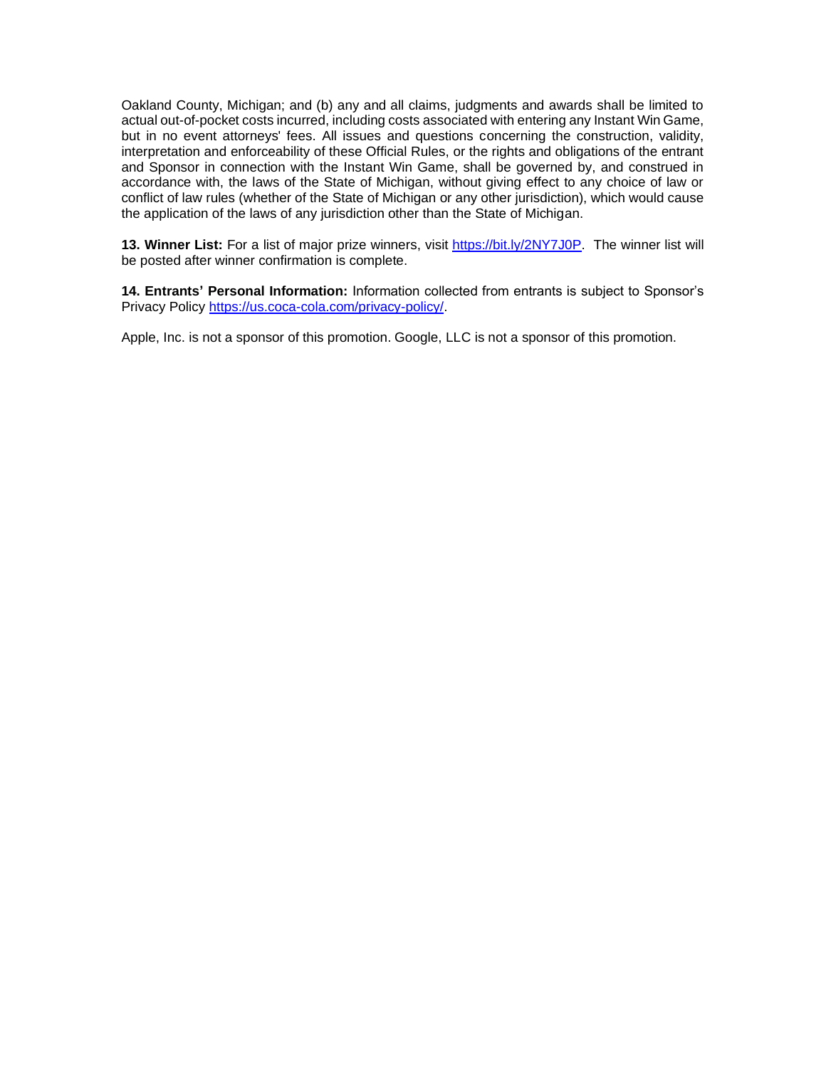Oakland County, Michigan; and (b) any and all claims, judgments and awards shall be limited to actual out-of-pocket costs incurred, including costs associated with entering any Instant Win Game, but in no event attorneys' fees. All issues and questions concerning the construction, validity, interpretation and enforceability of these Official Rules, or the rights and obligations of the entrant and Sponsor in connection with the Instant Win Game, shall be governed by, and construed in accordance with, the laws of the State of Michigan, without giving effect to any choice of law or conflict of law rules (whether of the State of Michigan or any other jurisdiction), which would cause the application of the laws of any jurisdiction other than the State of Michigan.

**13. Winner List:** For a list of major prize winners, visit https://bit.ly/2NY7J0P. The winner list will be posted after winner confirmation is complete.

**14. Entrants' Personal Information:** Information collected from entrants is subject to Sponsor's Privacy Policy https://us.coca-cola.com/privacy-policy/.

Apple, Inc. is not a sponsor of this promotion. Google, LLC is not a sponsor of this promotion.